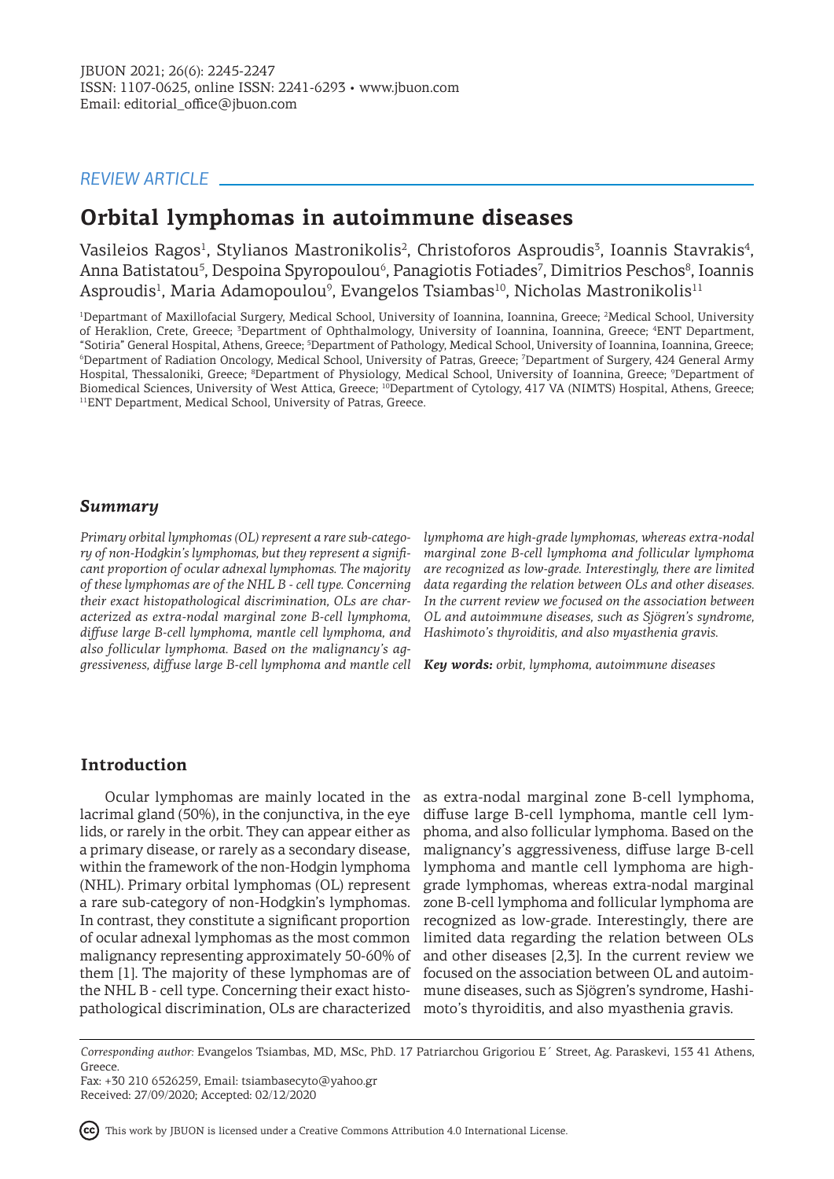REVIEW ARTICLE

# Orbital lymphomas in autoimmune diseases

Vasileios Ragos[1], Stylianos Mastronikolis[2], Christoforos Asproudis[3], Ioannis Stavrakis[4], Anna Batistatou[5], Despoina Spyropoulou[6], Panagiotis Fotiades[7], Dimitrios Peschos[8], Ioannis Asproudis[1], Maria Adamopoulou[9], Evangelos Tsiambas[10], Nicholas Mastronikolis[11]

[1]Departmant of Maxillofacial Surgery, Medical School, University of Ioannina, Ioannina, Greece; [2]Medical School, University of Heraklion, Crete, Greece; [3]Department of Ophthalmology, University of Ioannina, Ioannina, Greece; [4]ENT Department, "Sotiria" General Hospital, Athens, Greece; [5]Department of Pathology, Medical School, University of Ioannina, Ioannina, Greece; [6]Department of Radiation Oncology, Medical School, University of Patras, Greece; [7]Department of Surgery, 424 General Army Hospital, Thessaloniki, Greece; [8]Department of Physiology, Medical School, University of Ioannina, Greece; [9]Department of Biomedical Sciences, University of West Attica, Greece; [10]Department of Cytology, 417 VA (NIMTS) Hospital, Athens, Greece; [11]ENT Department, Medical School, University of Patras, Greece.

## Summary

*Primary orbital lymphomas (OL) represent a rare sub-category of non-Hodgkin's lymphomas, but they represent a significant proportion of ocular adnexal lymphomas. The majority of these lymphomas are of the NHL B - cell type. Concerning their exact histopathological discrimination, OLs are characterized as extra-nodal marginal zone B-cell lymphoma, diffuse large B-cell lymphoma, mantle cell lymphoma, and also follicular lymphoma. Based on the malignancy's aggressiveness, diffuse large B-cell lymphoma and mantle cell lymphoma are high-grade lymphomas, whereas extra-nodal marginal zone B-cell lymphoma and follicular lymphoma are recognized as low-grade. Interestingly, there are limited data regarding the relation between OLs and other diseases. In the current review we focused on the association between OL and autoimmune diseases, such as Sjögren's syndrome, Hashimoto's thyroiditis, and also myasthenia gravis.*

***Key words:*** *orbit, lymphoma, autoimmune diseases*

## Introduction

Ocular lymphomas are mainly located in the lacrimal gland (50%), in the conjunctiva, in the eye lids, or rarely in the orbit. They can appear either as a primary disease, or rarely as a secondary disease, within the framework of the non-Hodgin lymphoma (NHL). Primary orbital lymphomas (OL) represent a rare sub-category of non-Hodgkin's lymphomas. In contrast, they constitute a significant proportion of ocular adnexal lymphomas as the most common malignancy representing approximately 50-60% of them [1]. The majority of these lymphomas are of the NHL B - cell type. Concerning their exact histopathological discrimination, OLs are characterized as extra-nodal marginal zone B-cell lymphoma, diffuse large B-cell lymphoma, mantle cell lymphoma, and also follicular lymphoma. Based on the malignancy's aggressiveness, diffuse large B-cell lymphoma and mantle cell lymphoma are high-grade lymphomas, whereas extra-nodal marginal zone B-cell lymphoma and follicular lymphoma are recognized as low-grade. Interestingly, there are limited data regarding the relation between OLs and other diseases [2,3]. In the current review we focused on the association between OL and autoimmune diseases, such as Sjögren's syndrome, Hashimoto's thyroiditis, and also myasthenia gravis.

*Corresponding author:* Evangelos Tsiambas, MD, MSc, PhD. 17 Patriarchou Grigoriou E΄ Street, Ag. Paraskevi, 153 41 Athens, Greece.
Fax: +30 210 6526259, Email: tsiambasecyto@yahoo.gr
Received: 27/09/2020; Accepted: 02/12/2020

This work by JBUON is licensed under a Creative Commons Attribution 4.0 International License.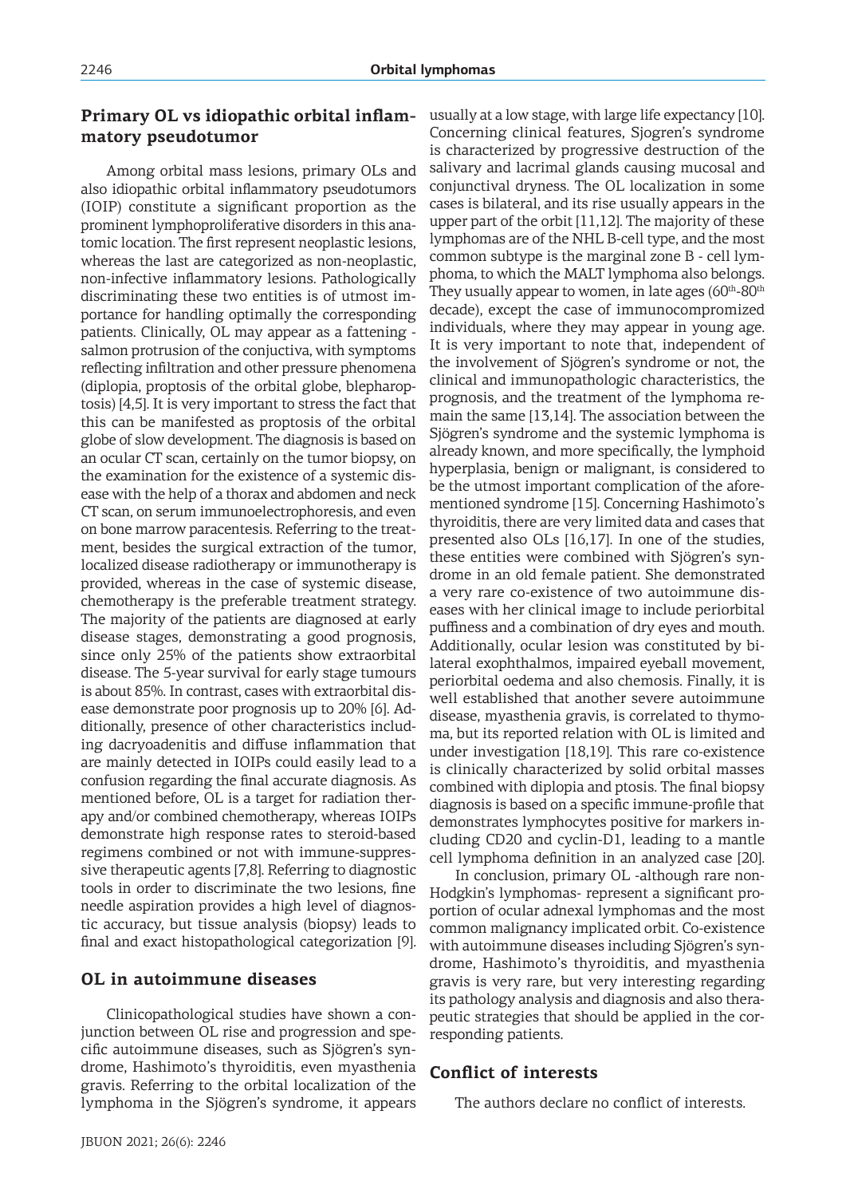## Primary OL vs idiopathic orbital inflammatory pseudotumor

Among orbital mass lesions, primary OLs and also idiopathic orbital inflammatory pseudotumors (IOIP) constitute a significant proportion as the prominent lymphoproliferative disorders in this anatomic location. The first represent neoplastic lesions, whereas the last are categorized as non-neoplastic, non-infective inflammatory lesions. Pathologically discriminating these two entities is of utmost importance for handling optimally the corresponding patients. Clinically, OL may appear as a fattening - salmon protrusion of the conjuctiva, with symptoms reflecting infiltration and other pressure phenomena (diplopia, proptosis of the orbital globe, blepharoptosis) [4,5]. It is very important to stress the fact that this can be manifested as proptosis of the orbital globe of slow development. The diagnosis is based on an ocular CT scan, certainly on the tumor biopsy, on the examination for the existence of a systemic disease with the help of a thorax and abdomen and neck CT scan, on serum immunoelectrophoresis, and even on bone marrow paracentesis. Referring to the treatment, besides the surgical extraction of the tumor, localized disease radiotherapy or immunotherapy is provided, whereas in the case of systemic disease, chemotherapy is the preferable treatment strategy. The majority of the patients are diagnosed at early disease stages, demonstrating a good prognosis, since only 25% of the patients show extraorbital disease. The 5-year survival for early stage tumours is about 85%. In contrast, cases with extraorbital disease demonstrate poor prognosis up to 20% [6]. Additionally, presence of other characteristics including dacryoadenitis and diffuse inflammation that are mainly detected in IOIPs could easily lead to a confusion regarding the final accurate diagnosis. As mentioned before, OL is a target for radiation therapy and/or combined chemotherapy, whereas IOIPs demonstrate high response rates to steroid-based regimens combined or not with immune-suppressive therapeutic agents [7,8]. Referring to diagnostic tools in order to discriminate the two lesions, fine needle aspiration provides a high level of diagnostic accuracy, but tissue analysis (biopsy) leads to final and exact histopathological categorization [9].

## OL in autoimmune diseases

Clinicopathological studies have shown a conjunction between OL rise and progression and specific autoimmune diseases, such as Sjögren's syndrome, Hashimoto's thyroiditis, even myasthenia gravis. Referring to the orbital localization of the lymphoma in the Sjögren's syndrome, it appears usually at a low stage, with large life expectancy [10]. Concerning clinical features, Sjogren's syndrome is characterized by progressive destruction of the salivary and lacrimal glands causing mucosal and conjunctival dryness. The OL localization in some cases is bilateral, and its rise usually appears in the upper part of the orbit [11,12]. The majority of these lymphomas are of the NHL B-cell type, and the most common subtype is the marginal zone B - cell lymphoma, to which the MALT lymphoma also belongs. They usually appear to women, in late ages (60th-80th decade), except the case of immunocompromized individuals, where they may appear in young age. It is very important to note that, independent of the involvement of Sjögren's syndrome or not, the clinical and immunopathologic characteristics, the prognosis, and the treatment of the lymphoma remain the same [13,14]. The association between the Sjögren's syndrome and the systemic lymphoma is already known, and more specifically, the lymphoid hyperplasia, benign or malignant, is considered to be the utmost important complication of the aforementioned syndrome [15]. Concerning Hashimoto's thyroiditis, there are very limited data and cases that presented also OLs [16,17]. In one of the studies, these entities were combined with Sjögren's syndrome in an old female patient. She demonstrated a very rare co-existence of two autoimmune diseases with her clinical image to include periorbital puffiness and a combination of dry eyes and mouth. Additionally, ocular lesion was constituted by bilateral exophthalmos, impaired eyeball movement, periorbital oedema and also chemosis. Finally, it is well established that another severe autoimmune disease, myasthenia gravis, is correlated to thymoma, but its reported relation with OL is limited and under investigation [18,19]. This rare co-existence is clinically characterized by solid orbital masses combined with diplopia and ptosis. The final biopsy diagnosis is based on a specific immune-profile that demonstrates lymphocytes positive for markers including CD20 and cyclin-D1, leading to a mantle cell lymphoma definition in an analyzed case [20].

In conclusion, primary OL -although rare non-Hodgkin's lymphomas- represent a significant proportion of ocular adnexal lymphomas and the most common malignancy implicated orbit. Co-existence with autoimmune diseases including Sjögren's syndrome, Hashimoto's thyroiditis, and myasthenia gravis is very rare, but very interesting regarding its pathology analysis and diagnosis and also therapeutic strategies that should be applied in the corresponding patients.

## Conflict of interests

The authors declare no conflict of interests.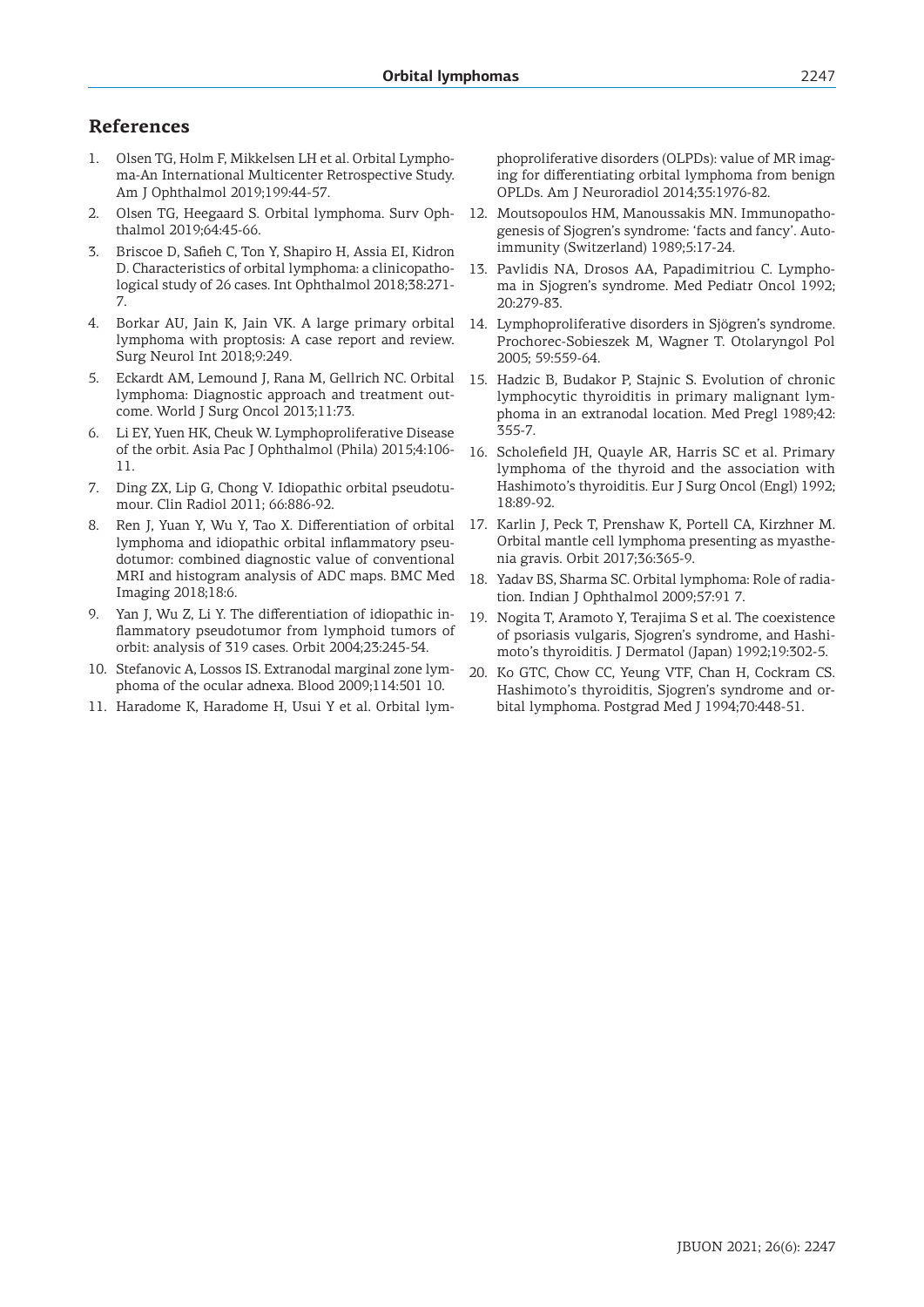## References

1. Olsen TG, Holm F, Mikkelsen LH et al. Orbital Lymphoma-An International Multicenter Retrospective Study. Am J Ophthalmol 2019;199:44-57.
2. Olsen TG, Heegaard S. Orbital lymphoma. Surv Ophthalmol 2019;64:45-66.
3. Briscoe D, Safieh C, Ton Y, Shapiro H, Assia EI, Kidron D. Characteristics of orbital lymphoma: a clinicopathological study of 26 cases. Int Ophthalmol 2018;38:271-7.
4. Borkar AU, Jain K, Jain VK. A large primary orbital lymphoma with proptosis: A case report and review. Surg Neurol Int 2018;9:249.
5. Eckardt AM, Lemound J, Rana M, Gellrich NC. Orbital lymphoma: Diagnostic approach and treatment outcome. World J Surg Oncol 2013;11:73.
6. Li EY, Yuen HK, Cheuk W. Lymphoproliferative Disease of the orbit. Asia Pac J Ophthalmol (Phila) 2015;4:106-11.
7. Ding ZX, Lip G, Chong V. Idiopathic orbital pseudotumour. Clin Radiol 2011; 66:886-92.
8. Ren J, Yuan Y, Wu Y, Tao X. Differentiation of orbital lymphoma and idiopathic orbital inflammatory pseudotumor: combined diagnostic value of conventional MRI and histogram analysis of ADC maps. BMC Med Imaging 2018;18:6.
9. Yan J, Wu Z, Li Y. The differentiation of idiopathic inflammatory pseudotumor from lymphoid tumors of orbit: analysis of 319 cases. Orbit 2004;23:245-54.
10. Stefanovic A, Lossos IS. Extranodal marginal zone lymphoma of the ocular adnexa. Blood 2009;114:501 10.
11. Haradome K, Haradome H, Usui Y et al. Orbital lymphoproliferative disorders (OLPDs): value of MR imaging for differentiating orbital lymphoma from benign OPLDs. Am J Neuroradiol 2014;35:1976-82.
12. Moutsopoulos HM, Manoussakis MN. Immunopathogenesis of Sjogren's syndrome: 'facts and fancy'. Autoimmunity (Switzerland) 1989;5:17-24.
13. Pavlidis NA, Drosos AA, Papadimitriou C. Lymphoma in Sjogren's syndrome. Med Pediatr Oncol 1992; 20:279-83.
14. Lymphoproliferative disorders in Sjögren's syndrome. Prochorec-Sobieszek M, Wagner T. Otolaryngol Pol 2005; 59:559-64.
15. Hadzic B, Budakor P, Stajnic S. Evolution of chronic lymphocytic thyroiditis in primary malignant lymphoma in an extranodal location. Med Pregl 1989;42: 355-7.
16. Scholefield JH, Quayle AR, Harris SC et al. Primary lymphoma of the thyroid and the association with Hashimoto's thyroiditis. Eur J Surg Oncol (Engl) 1992; 18:89-92.
17. Karlin J, Peck T, Prenshaw K, Portell CA, Kirzhner M. Orbital mantle cell lymphoma presenting as myasthenia gravis. Orbit 2017;36:365-9.
18. Yadav BS, Sharma SC. Orbital lymphoma: Role of radiation. Indian J Ophthalmol 2009;57:91 7.
19. Nogita T, Aramoto Y, Terajima S et al. The coexistence of psoriasis vulgaris, Sjogren's syndrome, and Hashimoto's thyroiditis. J Dermatol (Japan) 1992;19:302-5.
20. Ko GTC, Chow CC, Yeung VTF, Chan H, Cockram CS. Hashimoto's thyroiditis, Sjogren's syndrome and orbital lymphoma. Postgrad Med J 1994;70:448-51.